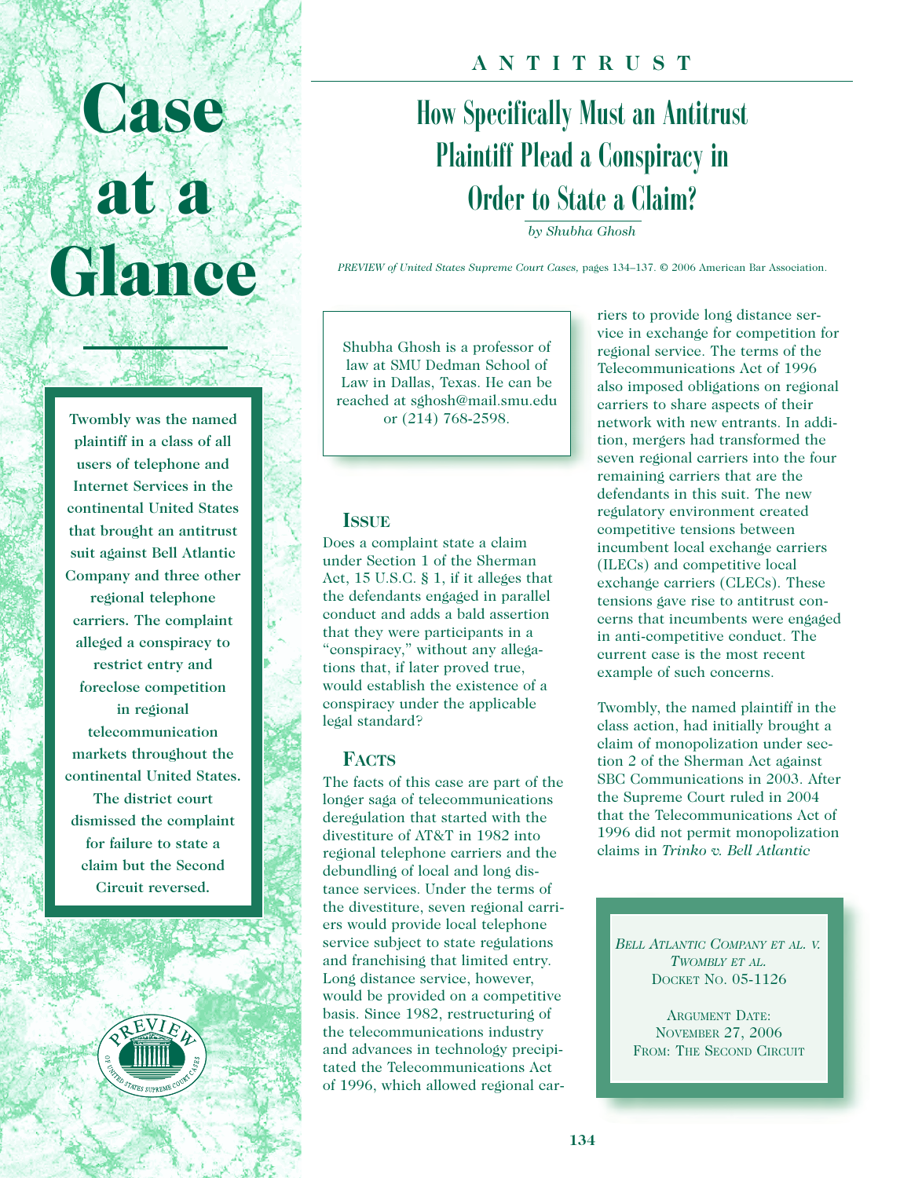# Case at a Glance

Twombly was the named plaintiff in a class of all users of telephone and Internet Services in the continental United States that brought an antitrust suit against Bell Atlantic Company and three other regional telephone carriers. The complaint alleged a conspiracy to restrict entry and foreclose competition in regional telecommunication markets throughout the continental United States. The district court dismissed the complaint for failure to state a claim but the Second Circuit reversed.

**ANTITRUST**

## How Specifically Must an Antitrust Plaintiff Plead a Conspiracy in Order to State a Claim?

*by Shubha Ghosh*

*PREVIEW of United States Supreme Court Cases*, pages 134–137. © 2006 American Bar Association.

Shubha Ghosh is a professor of law at SMU Dedman School of Law in Dallas, Texas. He can be reached at sghosh@mail.smu.edu or (214) 768-2598.

### ISSUE

Does a complaint state a claim under Section 1 of the Sherman Act, 15 U.S.C. § 1, if it alleges that the defendants engaged in parallel conduct and adds a bald assertion that they were participants in a "conspiracy," without any allegations that, if later proved true, would establish the existence of a conspiracy under the applicable legal standard?

### FACTS

The facts of this case are part of the longer saga of telecommunications deregulation that started with the divestiture of AT&T in 1982 into regional telephone carriers and the debundling of local and long distance services. Under the terms of the divestiture, seven regional carriers would provide local telephone service subject to state regulations and franchising that limited entry. Long distance service, however, would be provided on a competitive basis. Since 1982, restructuring of the telecommunications industry and advances in technology precipitated the Telecommunications Act of 1996, which allowed regional carriers to provide long distance service in exchange for competition for regional service. The terms of the Telecommunications Act of 1996 also imposed obligations on regional carriers to share aspects of their network with new entrants. In addition, mergers had transformed the seven regional carriers into the four remaining carriers that are the defendants in this suit. The new regulatory environment created competitive tensions between incumbent local exchange carriers (ILECs) and competitive local exchange carriers (CLECs). These tensions gave rise to antitrust concerns that incumbents were engaged in anti-competitive conduct. The current case is the most recent example of such concerns.

Twombly, the named plaintiff in the class action, had initially brought a claim of monopolization under section 2 of the Sherman Act against SBC Communications in 2003. After the Supreme Court ruled in 2004 that the Telecommunications Act of 1996 did not permit monopolization claims in *Trinko v. Bell Atlantic*

*BELL ATLANTIC COMPANY ET AL. V. TWOMBLY ET AL.*
DOCKET NO. 05-1126

ARGUMENT DATE:
NOVEMBER 27, 2006
FROM: THE SECOND CIRCUIT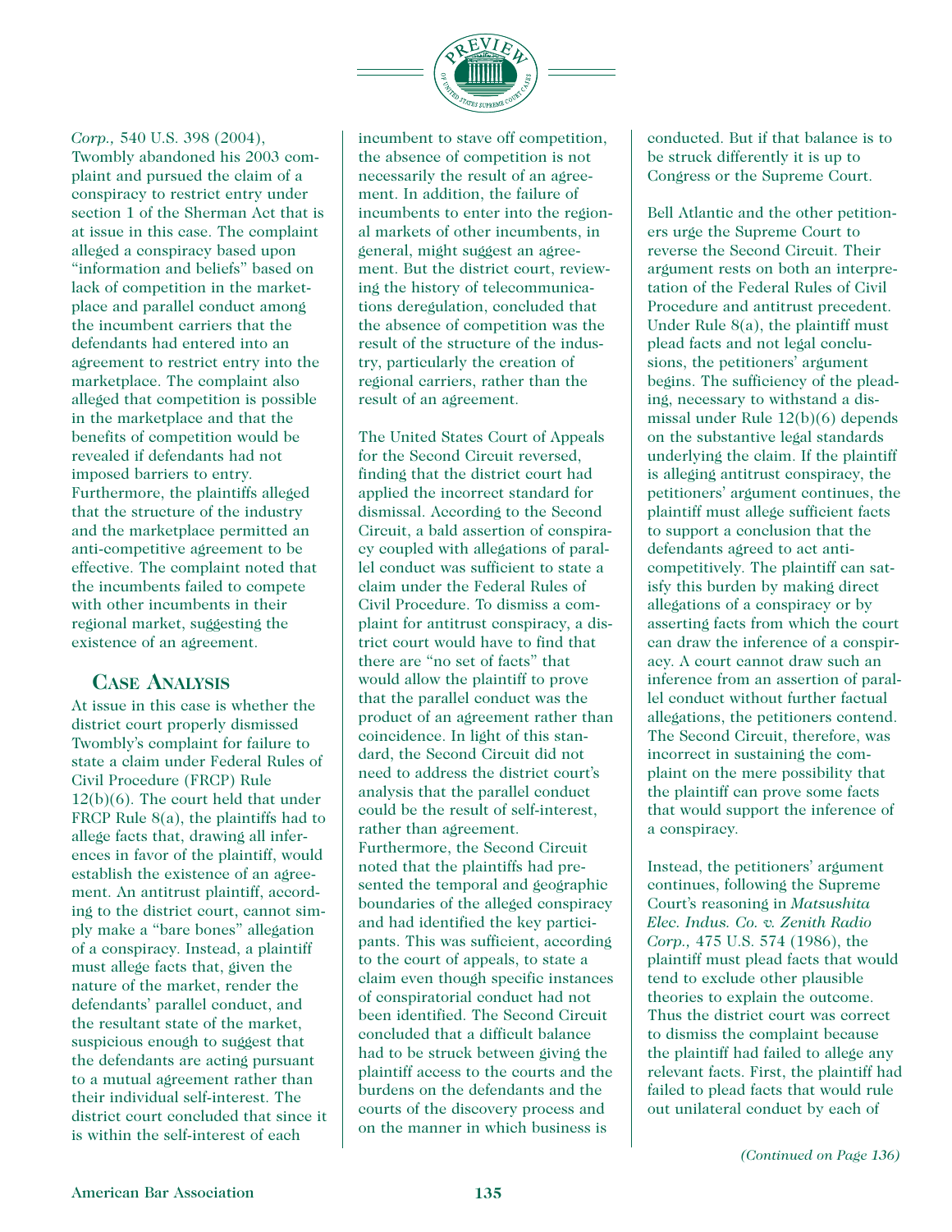*Corp.,* 540 U.S. 398 (2004), Twombly abandoned his 2003 complaint and pursued the claim of a conspiracy to restrict entry under section 1 of the Sherman Act that is at issue in this case. The complaint alleged a conspiracy based upon "information and beliefs" based on lack of competition in the marketplace and parallel conduct among the incumbent carriers that the defendants had entered into an agreement to restrict entry into the marketplace. The complaint also alleged that competition is possible in the marketplace and that the benefits of competition would be revealed if defendants had not imposed barriers to entry. Furthermore, the plaintiffs alleged that the structure of the industry and the marketplace permitted an anti-competitive agreement to be effective. The complaint noted that the incumbents failed to compete with other incumbents in their regional market, suggesting the existence of an agreement.

## CASE ANALYSIS

At issue in this case is whether the district court properly dismissed Twombly's complaint for failure to state a claim under Federal Rules of Civil Procedure (FRCP) Rule 12(b)(6). The court held that under FRCP Rule 8(a), the plaintiffs had to allege facts that, drawing all inferences in favor of the plaintiff, would establish the existence of an agreement. An antitrust plaintiff, according to the district court, cannot simply make a "bare bones" allegation of a conspiracy. Instead, a plaintiff must allege facts that, given the nature of the market, render the defendants' parallel conduct, and the resultant state of the market, suspicious enough to suggest that the defendants are acting pursuant to a mutual agreement rather than their individual self-interest. The district court concluded that since it is within the self-interest of each incumbent to stave off competition, the absence of competition is not necessarily the result of an agreement. In addition, the failure of incumbents to enter into the regional markets of other incumbents, in general, might suggest an agreement. But the district court, reviewing the history of telecommunications deregulation, concluded that the absence of competition was the result of the structure of the industry, particularly the creation of regional carriers, rather than the result of an agreement.

The United States Court of Appeals for the Second Circuit reversed, finding that the district court had applied the incorrect standard for dismissal. According to the Second Circuit, a bald assertion of conspiracy coupled with allegations of parallel conduct was sufficient to state a claim under the Federal Rules of Civil Procedure. To dismiss a complaint for antitrust conspiracy, a district court would have to find that there are "no set of facts" that would allow the plaintiff to prove that the parallel conduct was the product of an agreement rather than coincidence. In light of this standard, the Second Circuit did not need to address the district court's analysis that the parallel conduct could be the result of self-interest, rather than agreement. Furthermore, the Second Circuit noted that the plaintiffs had presented the temporal and geographic boundaries of the alleged conspiracy and had identified the key participants. This was sufficient, according to the court of appeals, to state a claim even though specific instances of conspiratorial conduct had not been identified. The Second Circuit concluded that a difficult balance had to be struck between giving the plaintiff access to the courts and the burdens on the defendants and the courts of the discovery process and on the manner in which business is conducted. But if that balance is to be struck differently it is up to Congress or the Supreme Court.

Bell Atlantic and the other petitioners urge the Supreme Court to reverse the Second Circuit. Their argument rests on both an interpretation of the Federal Rules of Civil Procedure and antitrust precedent. Under Rule 8(a), the plaintiff must plead facts and not legal conclusions, the petitioners' argument begins. The sufficiency of the pleading, necessary to withstand a dismissal under Rule 12(b)(6) depends on the substantive legal standards underlying the claim. If the plaintiff is alleging antitrust conspiracy, the petitioners' argument continues, the plaintiff must allege sufficient facts to support a conclusion that the defendants agreed to act anticompetitively. The plaintiff can satisfy this burden by making direct allegations of a conspiracy or by asserting facts from which the court can draw the inference of a conspiracy. A court cannot draw such an inference from an assertion of parallel conduct without further factual allegations, the petitioners contend. The Second Circuit, therefore, was incorrect in sustaining the complaint on the mere possibility that the plaintiff can prove some facts that would support the inference of a conspiracy.

Instead, the petitioners' argument continues, following the Supreme Court's reasoning in *Matsushita Elec. Indus. Co. v. Zenith Radio Corp.,* 475 U.S. 574 (1986), the plaintiff must plead facts that would tend to exclude other plausible theories to explain the outcome. Thus the district court was correct to dismiss the complaint because the plaintiff had failed to allege any relevant facts. First, the plaintiff had failed to plead facts that would rule out unilateral conduct by each of

*(Continued on Page 136)*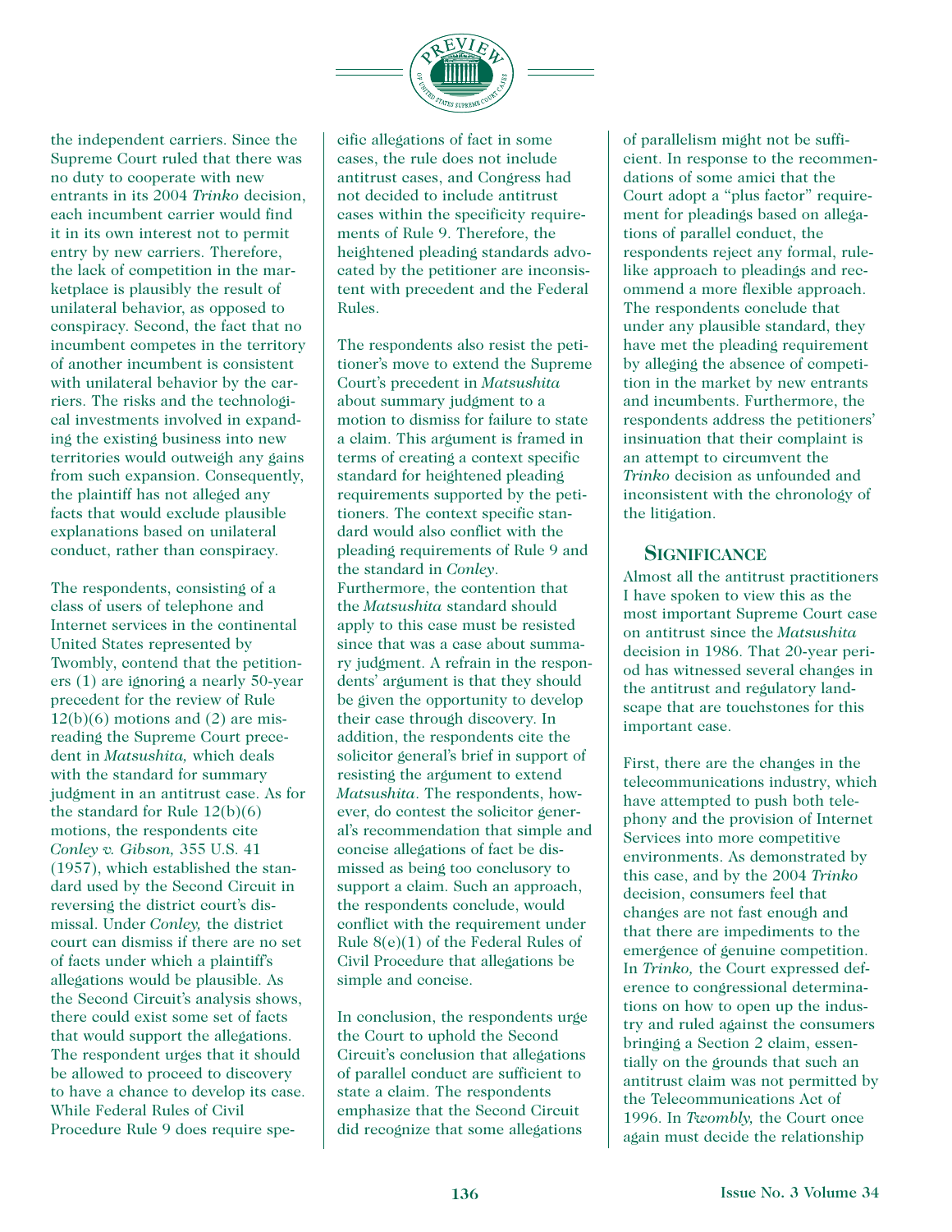the independent carriers. Since the Supreme Court ruled that there was no duty to cooperate with new entrants in its 2004 *Trinko* decision, each incumbent carrier would find it in its own interest not to permit entry by new carriers. Therefore, the lack of competition in the marketplace is plausibly the result of unilateral behavior, as opposed to conspiracy. Second, the fact that no incumbent competes in the territory of another incumbent is consistent with unilateral behavior by the carriers. The risks and the technological investments involved in expanding the existing business into new territories would outweigh any gains from such expansion. Consequently, the plaintiff has not alleged any facts that would exclude plausible explanations based on unilateral conduct, rather than conspiracy.

The respondents, consisting of a class of users of telephone and Internet services in the continental United States represented by Twombly, contend that the petitioners (1) are ignoring a nearly 50-year precedent for the review of Rule 12(b)(6) motions and (2) are misreading the Supreme Court precedent in *Matsushita,* which deals with the standard for summary judgment in an antitrust case. As for the standard for Rule 12(b)(6) motions, the respondents cite *Conley v. Gibson,* 355 U.S. 41 (1957), which established the standard used by the Second Circuit in reversing the district court's dismissal. Under *Conley,* the district court can dismiss if there are no set of facts under which a plaintiff's allegations would be plausible. As the Second Circuit's analysis shows, there could exist some set of facts that would support the allegations. The respondent urges that it should be allowed to proceed to discovery to have a chance to develop its case. While Federal Rules of Civil Procedure Rule 9 does require specific allegations of fact in some cases, the rule does not include antitrust cases, and Congress had not decided to include antitrust cases within the specificity requirements of Rule 9. Therefore, the heightened pleading standards advocated by the petitioner are inconsistent with precedent and the Federal Rules.

The respondents also resist the petitioner's move to extend the Supreme Court's precedent in *Matsushita* about summary judgment to a motion to dismiss for failure to state a claim. This argument is framed in terms of creating a context specific standard for heightened pleading requirements supported by the petitioners. The context specific standard would also conflict with the pleading requirements of Rule 9 and the standard in *Conley*. Furthermore, the contention that the *Matsushita* standard should apply to this case must be resisted since that was a case about summary judgment. A refrain in the respondents' argument is that they should be given the opportunity to develop their case through discovery. In addition, the respondents cite the solicitor general's brief in support of resisting the argument to extend *Matsushita*. The respondents, however, do contest the solicitor general's recommendation that simple and concise allegations of fact be dismissed as being too conclusory to support a claim. Such an approach, the respondents conclude, would conflict with the requirement under Rule 8(e)(1) of the Federal Rules of Civil Procedure that allegations be simple and concise.

In conclusion, the respondents urge the Court to uphold the Second Circuit's conclusion that allegations of parallel conduct are sufficient to state a claim. The respondents emphasize that the Second Circuit did recognize that some allegations of parallelism might not be sufficient. In response to the recommendations of some amici that the Court adopt a "plus factor" requirement for pleadings based on allegations of parallel conduct, the respondents reject any formal, rule-like approach to pleadings and recommend a more flexible approach. The respondents conclude that under any plausible standard, they have met the pleading requirement by alleging the absence of competition in the market by new entrants and incumbents. Furthermore, the respondents address the petitioners' insinuation that their complaint is an attempt to circumvent the *Trinko* decision as unfounded and inconsistent with the chronology of the litigation.

## SIGNIFICANCE

Almost all the antitrust practitioners I have spoken to view this as the most important Supreme Court case on antitrust since the *Matsushita* decision in 1986. That 20-year period has witnessed several changes in the antitrust and regulatory landscape that are touchstones for this important case.

First, there are the changes in the telecommunications industry, which have attempted to push both telephony and the provision of Internet Services into more competitive environments. As demonstrated by this case, and by the 2004 *Trinko* decision, consumers feel that changes are not fast enough and that there are impediments to the emergence of genuine competition. In *Trinko,* the Court expressed deference to congressional determinations on how to open up the industry and ruled against the consumers bringing a Section 2 claim, essentially on the grounds that such an antitrust claim was not permitted by the Telecommunications Act of 1996. In *Twombly,* the Court once again must decide the relationship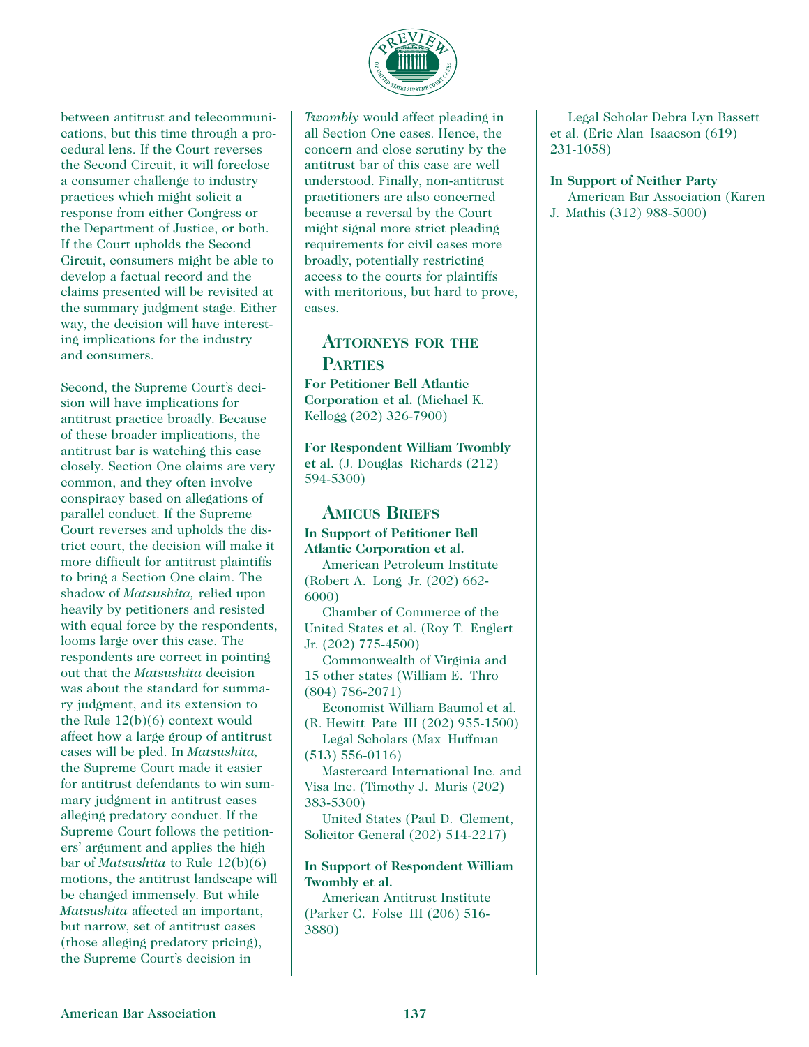between antitrust and telecommunications, but this time through a procedural lens. If the Court reverses the Second Circuit, it will foreclose a consumer challenge to industry practices which might solicit a response from either Congress or the Department of Justice, or both. If the Court upholds the Second Circuit, consumers might be able to develop a factual record and the claims presented will be revisited at the summary judgment stage. Either way, the decision will have interesting implications for the industry and consumers.

Second, the Supreme Court's decision will have implications for antitrust practice broadly. Because of these broader implications, the antitrust bar is watching this case closely. Section One claims are very common, and they often involve conspiracy based on allegations of parallel conduct. If the Supreme Court reverses and upholds the district court, the decision will make it more difficult for antitrust plaintiffs to bring a Section One claim. The shadow of *Matsushita,* relied upon heavily by petitioners and resisted with equal force by the respondents, looms large over this case. The respondents are correct in pointing out that the *Matsushita* decision was about the standard for summary judgment, and its extension to the Rule 12(b)(6) context would affect how a large group of antitrust cases will be pled. In *Matsushita,* the Supreme Court made it easier for antitrust defendants to win summary judgment in antitrust cases alleging predatory conduct. If the Supreme Court follows the petitioners' argument and applies the high bar of *Matsushita* to Rule 12(b)(6) motions, the antitrust landscape will be changed immensely. But while *Matsushita* affected an important, but narrow, set of antitrust cases (those alleging predatory pricing), the Supreme Court's decision in *Twombly* would affect pleading in all Section One cases. Hence, the concern and close scrutiny by the antitrust bar of this case are well understood. Finally, non-antitrust practitioners are also concerned because a reversal by the Court might signal more strict pleading requirements for civil cases more broadly, potentially restricting access to the courts for plaintiffs with meritorious, but hard to prove, cases.

## Attorneys for the Parties

**For Petitioner Bell Atlantic Corporation et al.** (Michael K. Kellogg (202) 326-7900)

**For Respondent William Twombly et al.** (J. Douglas Richards (212) 594-5300)

## Amicus Briefs

**In Support of Petitioner Bell Atlantic Corporation et al.**

American Petroleum Institute (Robert A. Long Jr. (202) 662-6000)

Chamber of Commerce of the United States et al. (Roy T. Englert Jr. (202) 775-4500)

Commonwealth of Virginia and 15 other states (William E. Thro (804) 786-2071)

Economist William Baumol et al. (R. Hewitt Pate III (202) 955-1500)

Legal Scholars (Max Huffman (513) 556-0116)

Mastercard International Inc. and Visa Inc. (Timothy J. Muris (202) 383-5300)

United States (Paul D. Clement, Solicitor General (202) 514-2217)

**In Support of Respondent William Twombly et al.**

American Antitrust Institute (Parker C. Folse III (206) 516-3880)

Legal Scholar Debra Lyn Bassett et al. (Eric Alan Isaacson (619) 231-1058)

**In Support of Neither Party**

American Bar Association (Karen J. Mathis (312) 988-5000)